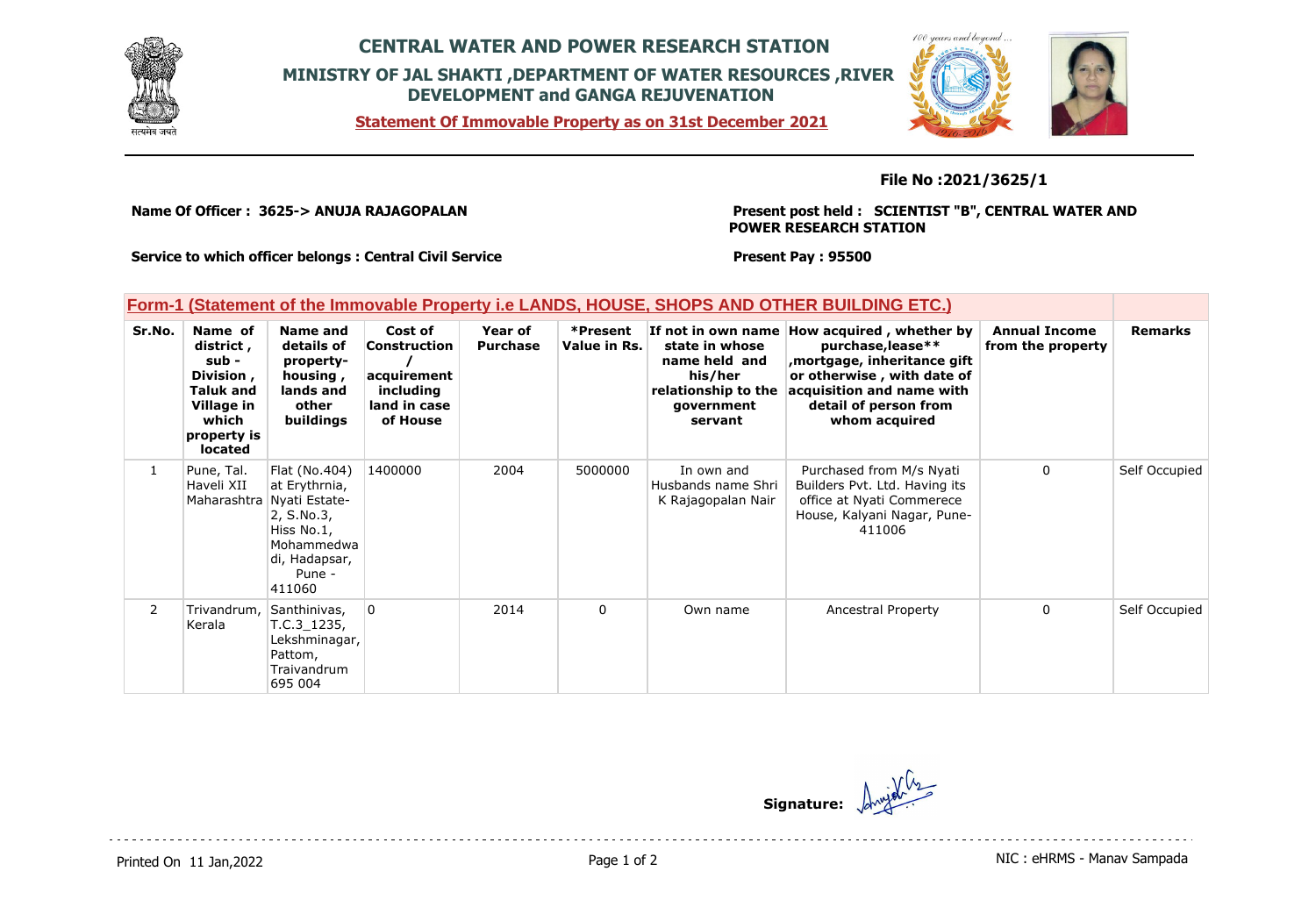# CENTRAL WATER AND POWER RESEARCH STATION

## MINISTRY OF JAL SHAKTI ,DEPARTMENT OF WATER RESOURCES ,RIVER DEVELOPMENT and GANGA REJUVENATION

**Statement Of Immovable Property as on 31st December 2021**

**File No :2021/3625/1**

**Name Of Officer : 3625-> ANUJA RAJAGOPALAN**

**Present post held : SCIENTIST "B", CENTRAL WATER AND POWER RESEARCH STATION**

**Service to which officer belongs : Central Civil Service**

**Present Pay : 95500**

## Form-1 (Statement of the Immovable Property i.e LANDS, HOUSE, SHOPS AND OTHER BUILDING ETC.)

| Sr.No. | Name of district , sub - Division , Taluk and Village in which property is located | Name and details of property- housing , lands and other buildings | Cost of Construction / acquirement including land in case of House | Year of Purchase | *Present Value in Rs. | If not in own name state in whose name held and his/her relationship to the government servant | How acquired , whether by purchase,lease** ,mortgage, inheritance gift or otherwise , with date of acquisition and name with detail of person from whom acquired | Annual Income from the property | Remarks |
|---|---|---|---|---|---|---|---|---|---|
| 1 | Pune, Tal. Haveli XII Maharashtra | Flat (No.404) at Erythrnia, Nyati Estate-2, S.No.3, Hiss No.1, Mohammedwadi, Hadapsar, Pune - 411060 | 1400000 | 2004 | 5000000 | In own and Husbands name Shri K Rajagopalan Nair | Purchased from M/s Nyati Builders Pvt. Ltd. Having its office at Nyati Commerece House, Kalyani Nagar, Pune-411006 | 0 | Self Occupied |
| 2 | Trivandrum, Kerala | Santhinivas, T.C.3_1235, Lekshminagar, Pattom, Traivandrum 695 004 | 0 | 2014 | 0 | Own name | Ancestral Property | 0 | Self Occupied |

Signature:

Printed On 11 Jan,2022

NIC : eHRMS - Manav Sampada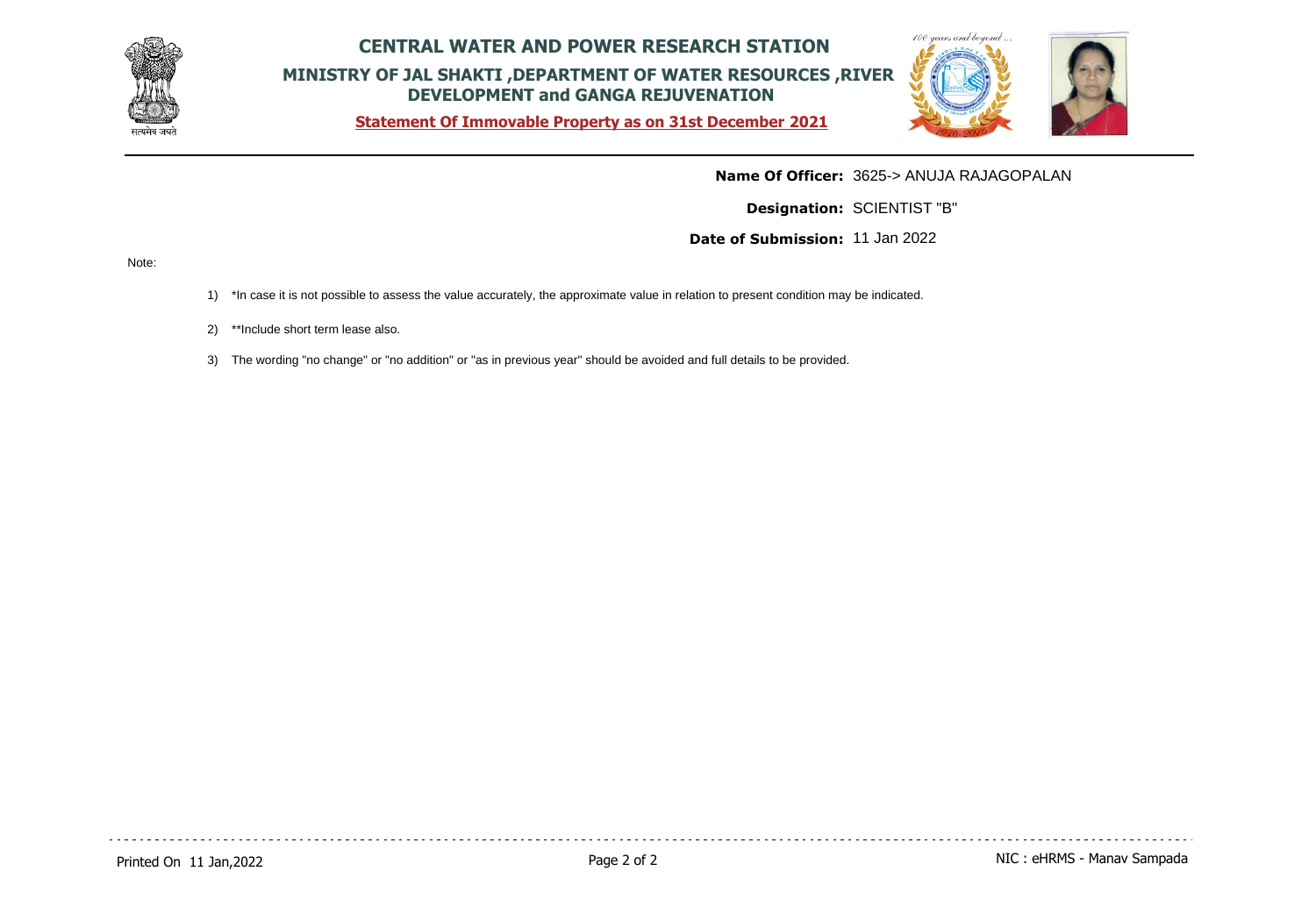# CENTRAL WATER AND POWER RESEARCH STATION

## MINISTRY OF JAL SHAKTI ,DEPARTMENT OF WATER RESOURCES ,RIVER DEVELOPMENT and GANGA REJUVENATION

**Statement Of Immovable Property as on 31st December 2021**

**Name Of Officer:** 3625-> ANUJA RAJAGOPALAN

**Designation:** SCIENTIST "B"

**Date of Submission:** 11 Jan 2022

Note:

1) *In case it is not possible to assess the value accurately, the approximate value in relation to present condition may be indicated.

2) **Include short term lease also.

3) The wording "no change" or "no addition" or "as in previous year" should be avoided and full details to be provided.

Printed On 11 Jan,2022

NIC : eHRMS - Manav Sampada